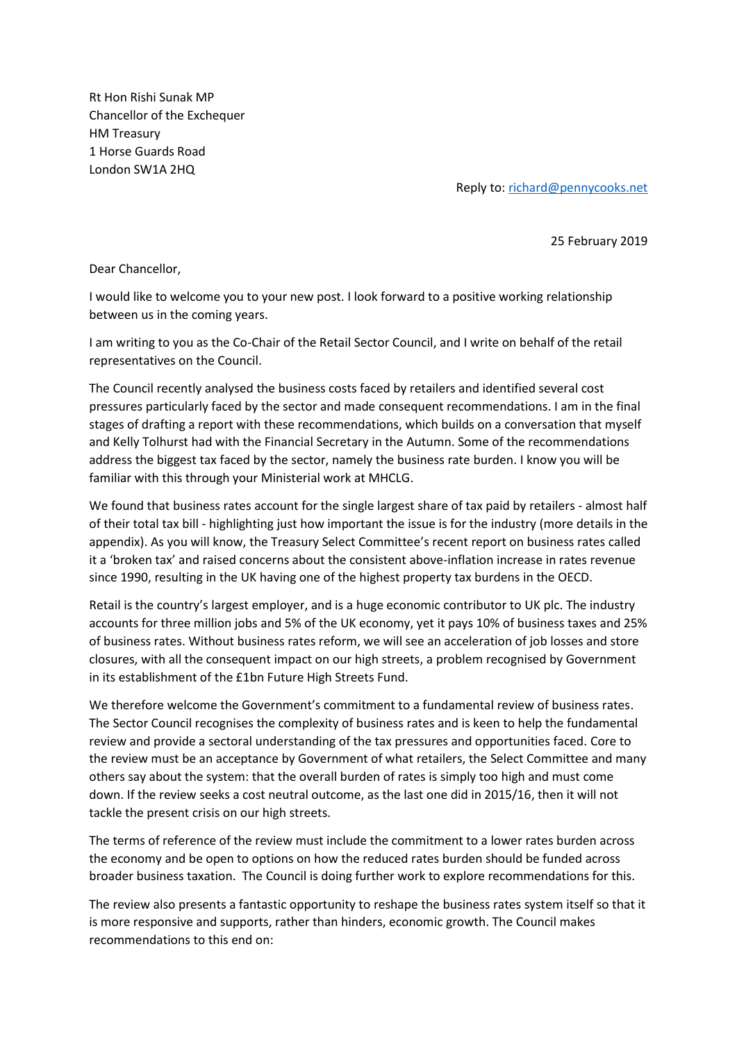Rt Hon Rishi Sunak MP
Chancellor of the Exchequer
HM Treasury
1 Horse Guards Road
London SW1A 2HQ

Reply to: richard@pennycooks.net

25 February 2019

Dear Chancellor,

I would like to welcome you to your new post. I look forward to a positive working relationship between us in the coming years.

I am writing to you as the Co-Chair of the Retail Sector Council, and I write on behalf of the retail representatives on the Council.

The Council recently analysed the business costs faced by retailers and identified several cost pressures particularly faced by the sector and made consequent recommendations. I am in the final stages of drafting a report with these recommendations, which builds on a conversation that myself and Kelly Tolhurst had with the Financial Secretary in the Autumn. Some of the recommendations address the biggest tax faced by the sector, namely the business rate burden. I know you will be familiar with this through your Ministerial work at MHCLG.

We found that business rates account for the single largest share of tax paid by retailers - almost half of their total tax bill - highlighting just how important the issue is for the industry (more details in the appendix). As you will know, the Treasury Select Committee's recent report on business rates called it a 'broken tax' and raised concerns about the consistent above-inflation increase in rates revenue since 1990, resulting in the UK having one of the highest property tax burdens in the OECD.

Retail is the country's largest employer, and is a huge economic contributor to UK plc. The industry accounts for three million jobs and 5% of the UK economy, yet it pays 10% of business taxes and 25% of business rates. Without business rates reform, we will see an acceleration of job losses and store closures, with all the consequent impact on our high streets, a problem recognised by Government in its establishment of the £1bn Future High Streets Fund.

We therefore welcome the Government's commitment to a fundamental review of business rates. The Sector Council recognises the complexity of business rates and is keen to help the fundamental review and provide a sectoral understanding of the tax pressures and opportunities faced. Core to the review must be an acceptance by Government of what retailers, the Select Committee and many others say about the system: that the overall burden of rates is simply too high and must come down. If the review seeks a cost neutral outcome, as the last one did in 2015/16, then it will not tackle the present crisis on our high streets.

The terms of reference of the review must include the commitment to a lower rates burden across the economy and be open to options on how the reduced rates burden should be funded across broader business taxation. The Council is doing further work to explore recommendations for this.

The review also presents a fantastic opportunity to reshape the business rates system itself so that it is more responsive and supports, rather than hinders, economic growth. The Council makes recommendations to this end on: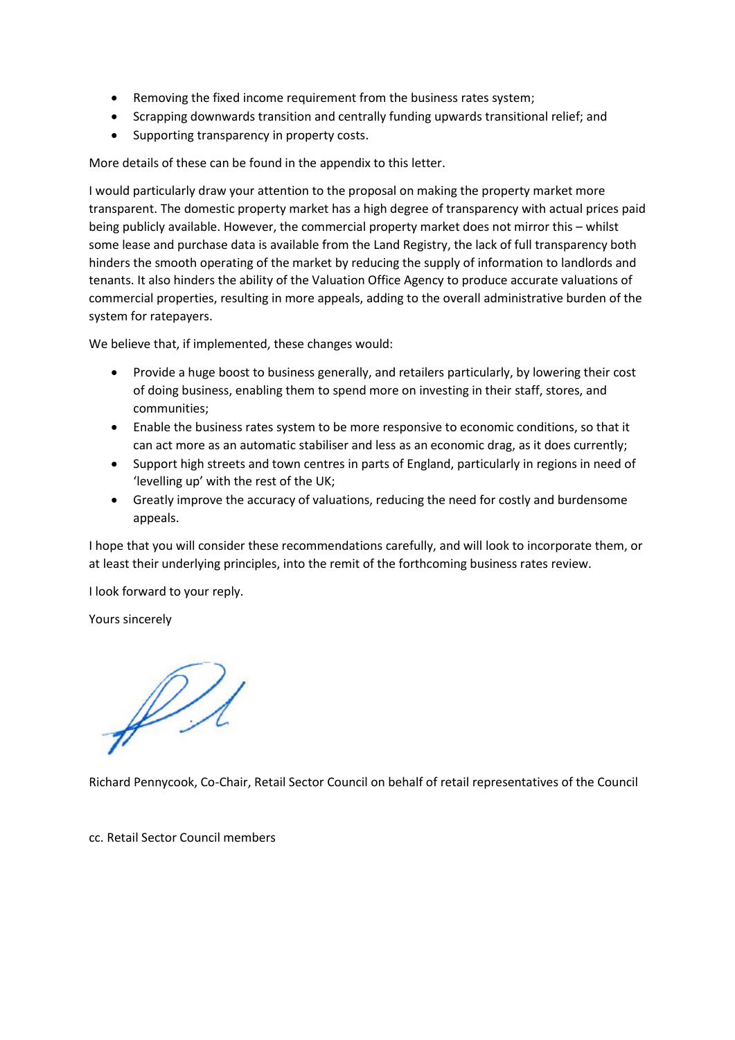- Removing the fixed income requirement from the business rates system;
- Scrapping downwards transition and centrally funding upwards transitional relief; and
- Supporting transparency in property costs.

More details of these can be found in the appendix to this letter.

I would particularly draw your attention to the proposal on making the property market more transparent. The domestic property market has a high degree of transparency with actual prices paid being publicly available. However, the commercial property market does not mirror this – whilst some lease and purchase data is available from the Land Registry, the lack of full transparency both hinders the smooth operating of the market by reducing the supply of information to landlords and tenants. It also hinders the ability of the Valuation Office Agency to produce accurate valuations of commercial properties, resulting in more appeals, adding to the overall administrative burden of the system for ratepayers.

We believe that, if implemented, these changes would:

- Provide a huge boost to business generally, and retailers particularly, by lowering their cost of doing business, enabling them to spend more on investing in their staff, stores, and communities;
- Enable the business rates system to be more responsive to economic conditions, so that it can act more as an automatic stabiliser and less as an economic drag, as it does currently;
- Support high streets and town centres in parts of England, particularly in regions in need of 'levelling up' with the rest of the UK;
- Greatly improve the accuracy of valuations, reducing the need for costly and burdensome appeals.

I hope that you will consider these recommendations carefully, and will look to incorporate them, or at least their underlying principles, into the remit of the forthcoming business rates review.

I look forward to your reply.

Yours sincerely

Richard Pennycook, Co-Chair, Retail Sector Council on behalf of retail representatives of the Council

cc. Retail Sector Council members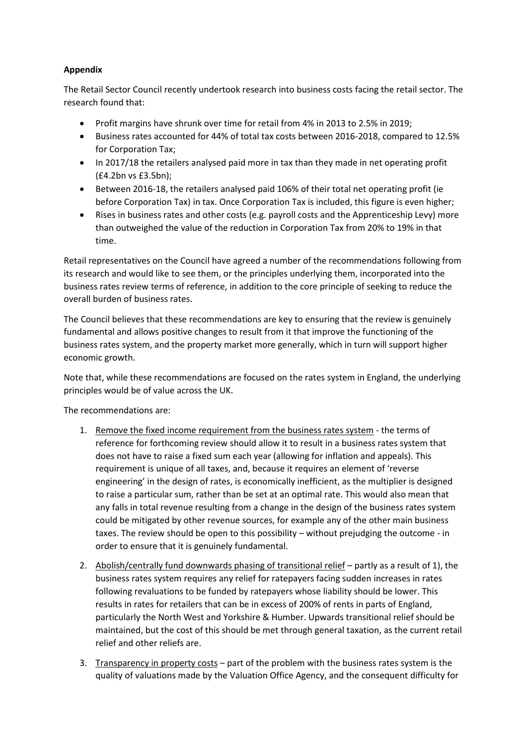**Appendix**

The Retail Sector Council recently undertook research into business costs facing the retail sector. The research found that:

- Profit margins have shrunk over time for retail from 4% in 2013 to 2.5% in 2019;
- Business rates accounted for 44% of total tax costs between 2016-2018, compared to 12.5% for Corporation Tax;
- In 2017/18 the retailers analysed paid more in tax than they made in net operating profit (£4.2bn vs £3.5bn);
- Between 2016-18, the retailers analysed paid 106% of their total net operating profit (ie before Corporation Tax) in tax. Once Corporation Tax is included, this figure is even higher;
- Rises in business rates and other costs (e.g. payroll costs and the Apprenticeship Levy) more than outweighed the value of the reduction in Corporation Tax from 20% to 19% in that time.

Retail representatives on the Council have agreed a number of the recommendations following from its research and would like to see them, or the principles underlying them, incorporated into the business rates review terms of reference, in addition to the core principle of seeking to reduce the overall burden of business rates.

The Council believes that these recommendations are key to ensuring that the review is genuinely fundamental and allows positive changes to result from it that improve the functioning of the business rates system, and the property market more generally, which in turn will support higher economic growth.

Note that, while these recommendations are focused on the rates system in England, the underlying principles would be of value across the UK.

The recommendations are:

1. <u>Remove the fixed income requirement from the business rates system</u> - the terms of reference for forthcoming review should allow it to result in a business rates system that does not have to raise a fixed sum each year (allowing for inflation and appeals). This requirement is unique of all taxes, and, because it requires an element of 'reverse engineering' in the design of rates, is economically inefficient, as the multiplier is designed to raise a particular sum, rather than be set at an optimal rate. This would also mean that any falls in total revenue resulting from a change in the design of the business rates system could be mitigated by other revenue sources, for example any of the other main business taxes. The review should be open to this possibility – without prejudging the outcome - in order to ensure that it is genuinely fundamental.
2. <u>Abolish/centrally fund downwards phasing of transitional relief</u> – partly as a result of 1), the business rates system requires any relief for ratepayers facing sudden increases in rates following revaluations to be funded by ratepayers whose liability should be lower. This results in rates for retailers that can be in excess of 200% of rents in parts of England, particularly the North West and Yorkshire & Humber. Upwards transitional relief should be maintained, but the cost of this should be met through general taxation, as the current retail relief and other reliefs are.
3. <u>Transparency in property costs</u> – part of the problem with the business rates system is the quality of valuations made by the Valuation Office Agency, and the consequent difficulty for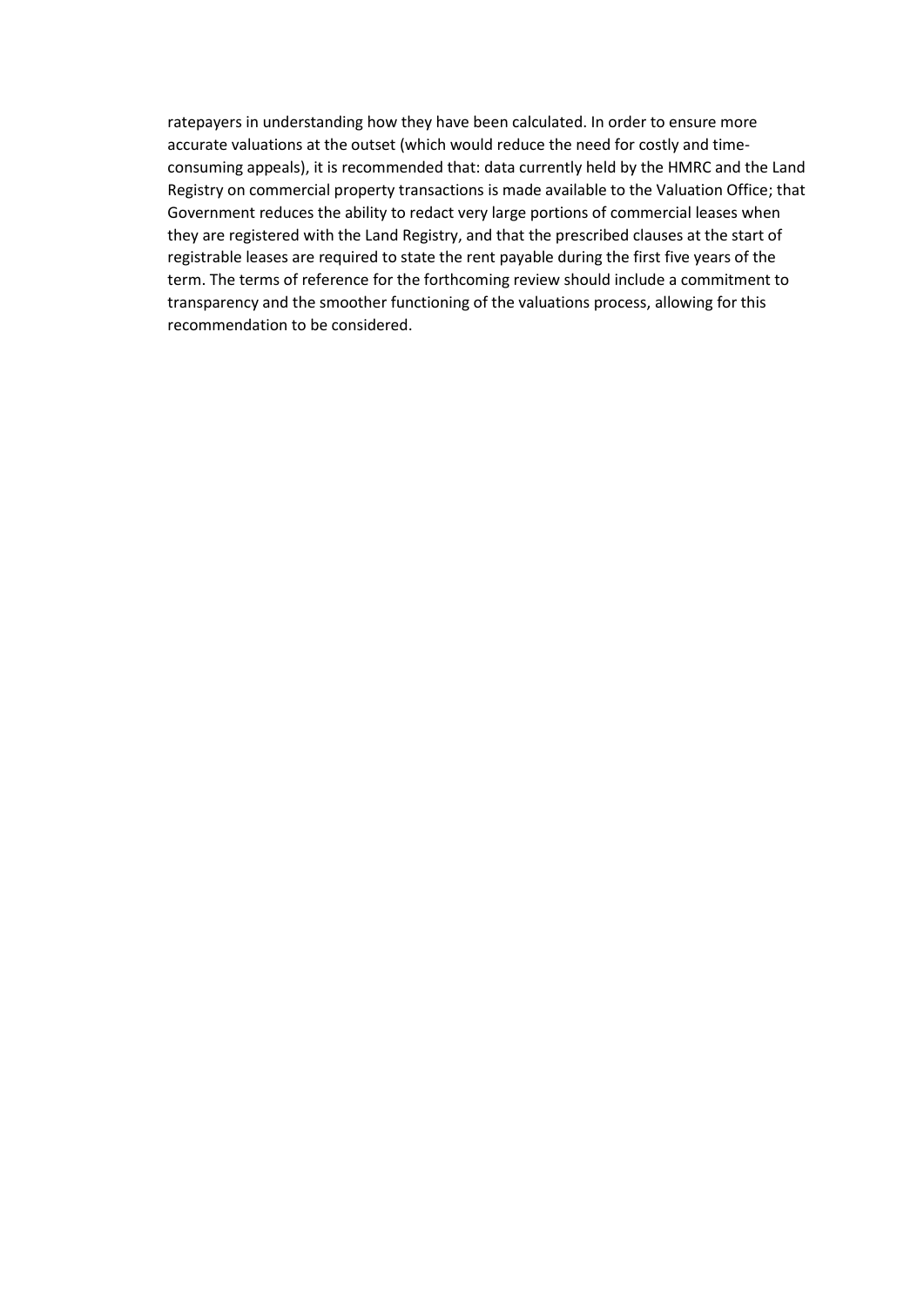ratepayers in understanding how they have been calculated. In order to ensure more accurate valuations at the outset (which would reduce the need for costly and time-consuming appeals), it is recommended that: data currently held by the HMRC and the Land Registry on commercial property transactions is made available to the Valuation Office; that Government reduces the ability to redact very large portions of commercial leases when they are registered with the Land Registry, and that the prescribed clauses at the start of registrable leases are required to state the rent payable during the first five years of the term. The terms of reference for the forthcoming review should include a commitment to transparency and the smoother functioning of the valuations process, allowing for this recommendation to be considered.